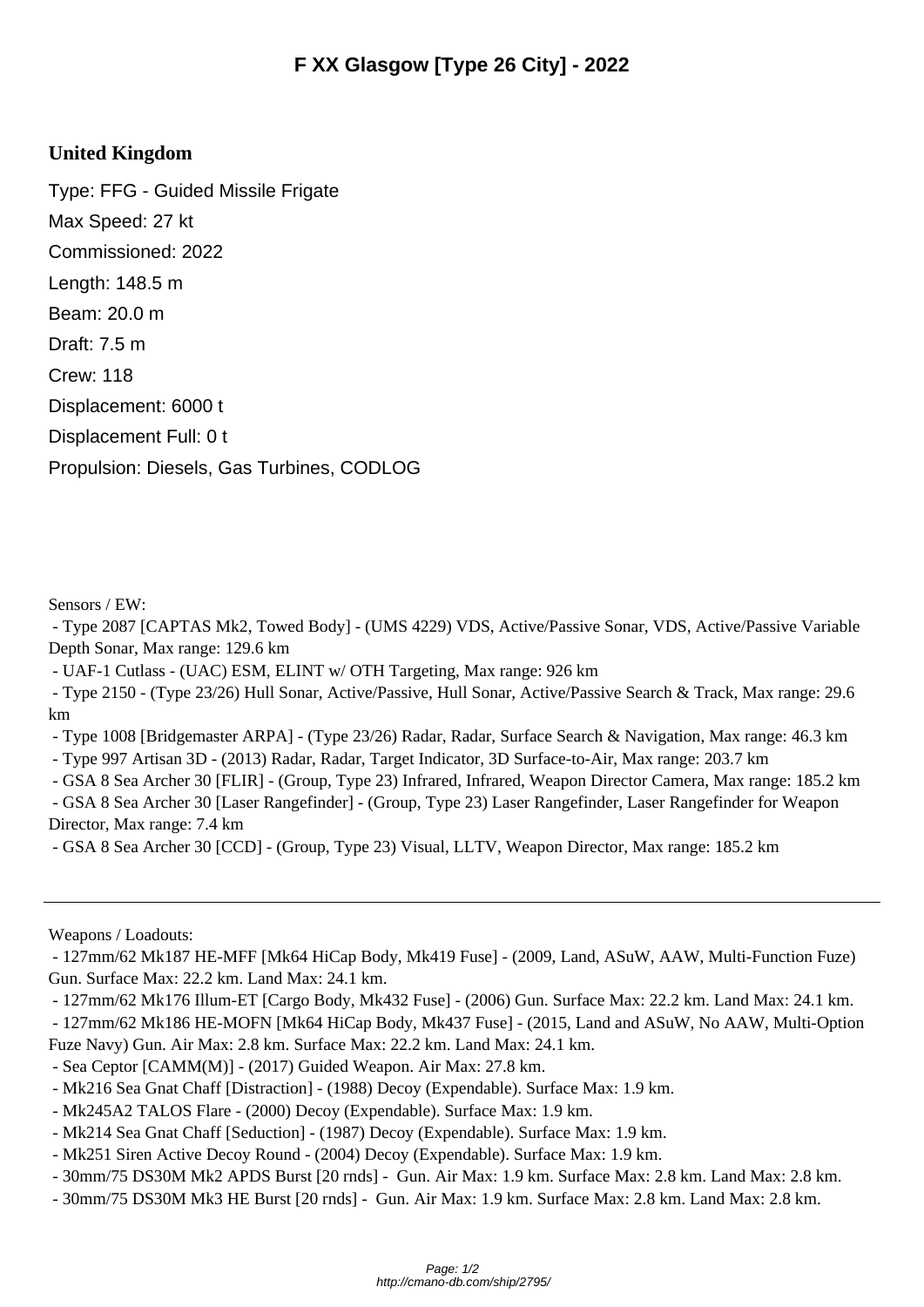# F XX Glasgow [Type 26 City] - 2022

## United Kingdom

Type: FFG - Guided Missile Frigate

Max Speed: 27 kt

Commissioned: 2022

Length: 148.5 m

Beam: 20.0 m

Draft: 7.5 m

Crew: 118

Displacement: 6000 t

Displacement Full: 0 t

Propulsion: Diesels, Gas Turbines, CODLOG

Sensors / EW:

- Type 2087 [CAPTAS Mk2, Towed Body] - (UMS 4229) VDS, Active/Passive Sonar, VDS, Active/Passive Variable Depth Sonar, Max range: 129.6 km
- UAF-1 Cutlass - (UAC) ESM, ELINT w/ OTH Targeting, Max range: 926 km
- Type 2150 - (Type 23/26) Hull Sonar, Active/Passive, Hull Sonar, Active/Passive Search & Track, Max range: 29.6 km
- Type 1008 [Bridgemaster ARPA] - (Type 23/26) Radar, Radar, Surface Search & Navigation, Max range: 46.3 km
- Type 997 Artisan 3D - (2013) Radar, Radar, Target Indicator, 3D Surface-to-Air, Max range: 203.7 km
- GSA 8 Sea Archer 30 [FLIR] - (Group, Type 23) Infrared, Infrared, Weapon Director Camera, Max range: 185.2 km
- GSA 8 Sea Archer 30 [Laser Rangefinder] - (Group, Type 23) Laser Rangefinder, Laser Rangefinder for Weapon Director, Max range: 7.4 km
- GSA 8 Sea Archer 30 [CCD] - (Group, Type 23) Visual, LLTV, Weapon Director, Max range: 185.2 km

---

Weapons / Loadouts:

- 127mm/62 Mk187 HE-MFF [Mk64 HiCap Body, Mk419 Fuse] - (2009, Land, ASuW, AAW, Multi-Function Fuze) Gun. Surface Max: 22.2 km. Land Max: 24.1 km.
- 127mm/62 Mk176 Illum-ET [Cargo Body, Mk432 Fuse] - (2006) Gun. Surface Max: 22.2 km. Land Max: 24.1 km.
- 127mm/62 Mk186 HE-MOFN [Mk64 HiCap Body, Mk437 Fuse] - (2015, Land and ASuW, No AAW, Multi-Option Fuze Navy) Gun. Air Max: 2.8 km. Surface Max: 22.2 km. Land Max: 24.1 km.
- Sea Ceptor [CAMM(M)] - (2017) Guided Weapon. Air Max: 27.8 km.
- Mk216 Sea Gnat Chaff [Distraction] - (1988) Decoy (Expendable). Surface Max: 1.9 km.
- Mk245A2 TALOS Flare - (2000) Decoy (Expendable). Surface Max: 1.9 km.
- Mk214 Sea Gnat Chaff [Seduction] - (1987) Decoy (Expendable). Surface Max: 1.9 km.
- Mk251 Siren Active Decoy Round - (2004) Decoy (Expendable). Surface Max: 1.9 km.
- 30mm/75 DS30M Mk2 APDS Burst [20 rnds] - Gun. Air Max: 1.9 km. Surface Max: 2.8 km. Land Max: 2.8 km.
- 30mm/75 DS30M Mk3 HE Burst [20 rnds] - Gun. Air Max: 1.9 km. Surface Max: 2.8 km. Land Max: 2.8 km.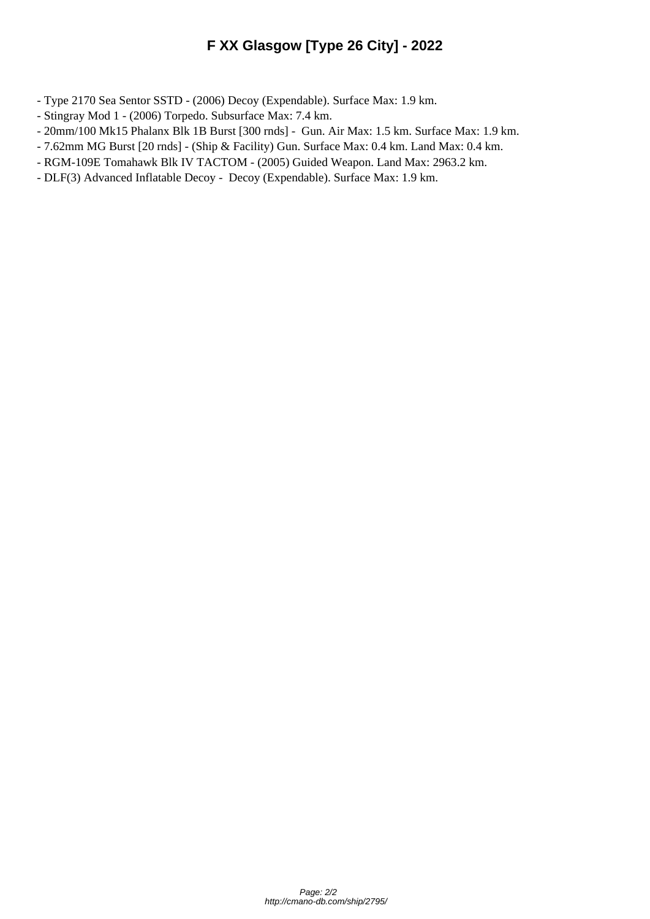- Type 2170 Sea Sentor SSTD - (2006) Decoy (Expendable). Surface Max: 1.9 km.
- Stingray Mod 1 - (2006) Torpedo. Subsurface Max: 7.4 km.
- 20mm/100 Mk15 Phalanx Blk 1B Burst [300 rnds] - Gun. Air Max: 1.5 km. Surface Max: 1.9 km.
- 7.62mm MG Burst [20 rnds] - (Ship & Facility) Gun. Surface Max: 0.4 km. Land Max: 0.4 km.
- RGM-109E Tomahawk Blk IV TACTOM - (2005) Guided Weapon. Land Max: 2963.2 km.
- DLF(3) Advanced Inflatable Decoy - Decoy (Expendable). Surface Max: 1.9 km.